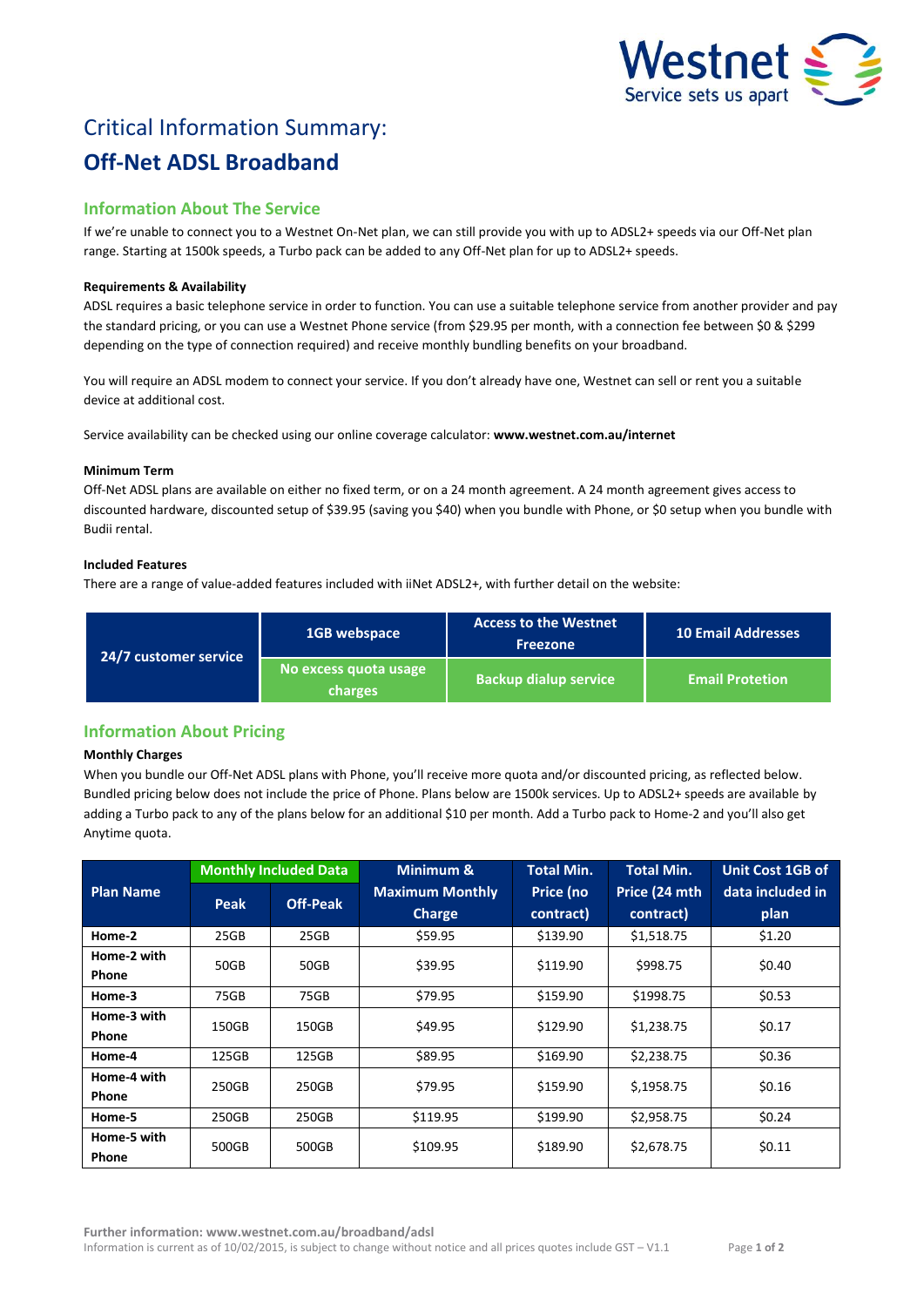Westnet
Service sets us apart

# Critical Information Summary:

# Off-Net ADSL Broadband

## Information About The Service

If we're unable to connect you to a Westnet On-Net plan, we can still provide you with up to ADSL2+ speeds via our Off-Net plan range. Starting at 1500k speeds, a Turbo pack can be added to any Off-Net plan for up to ADSL2+ speeds.

**Requirements & Availability**

ADSL requires a basic telephone service in order to function. You can use a suitable telephone service from another provider and pay the standard pricing, or you can use a Westnet Phone service (from $29.95 per month, with a connection fee between $0 & $299 depending on the type of connection required) and receive monthly bundling benefits on your broadband.

You will require an ADSL modem to connect your service. If you don't already have one, Westnet can sell or rent you a suitable device at additional cost.

Service availability can be checked using our online coverage calculator: **www.westnet.com.au/internet**

**Minimum Term**

Off-Net ADSL plans are available on either no fixed term, or on a 24 month agreement. A 24 month agreement gives access to discounted hardware, discounted setup of $39.95 (saving you $40) when you bundle with Phone, or $0 setup when you bundle with Budii rental.

**Included Features**

There are a range of value-added features included with iiNet ADSL2+, with further detail on the website:

| 24/7 customer service | 1GB webspace | Access to the Westnet Freezone | 10 Email Addresses |
|---|---|---|---|
| | No excess quota usage charges | Backup dialup service | Email Protetion |

## Information About Pricing

**Monthly Charges**

When you bundle our Off-Net ADSL plans with Phone, you'll receive more quota and/or discounted pricing, as reflected below. Bundled pricing below does not include the price of Phone. Plans below are 1500k services. Up to ADSL2+ speeds are available by adding a Turbo pack to any of the plans below for an additional $10 per month. Add a Turbo pack to Home-2 and you'll also get Anytime quota.

| Plan Name | Monthly Included Data | | Minimum & Maximum Monthly Charge | Total Min. Price (no contract) | Total Min. Price (24 mth contract) | Unit Cost 1GB of data included in plan |
|---|---|---|---|---|---|---|
| | Peak | Off-Peak | | | | |
| Home-2 | 25GB | 25GB | $59.95 | $139.90 | $1,518.75 | $1.20 |
| Home-2 with Phone | 50GB | 50GB | $39.95 | $119.90 | $998.75 | $0.40 |
| Home-3 | 75GB | 75GB | $79.95 | $159.90 | $1998.75 | $0.53 |
| Home-3 with Phone | 150GB | 150GB | $49.95 | $129.90 | $1,238.75 | $0.17 |
| Home-4 | 125GB | 125GB | $89.95 | $169.90 | $2,238.75 | $0.36 |
| Home-4 with Phone | 250GB | 250GB | $79.95 | $159.90 | $,1958.75 | $0.16 |
| Home-5 | 250GB | 250GB | $119.95 | $199.90 | $2,958.75 | $0.24 |
| Home-5 with Phone | 500GB | 500GB | $109.95 | $189.90 | $2,678.75 | $0.11 |

**Further information: www.westnet.com.au/broadband/adsl**

Information is current as of 10/02/2015, is subject to change without notice and all prices quotes include GST – V1.1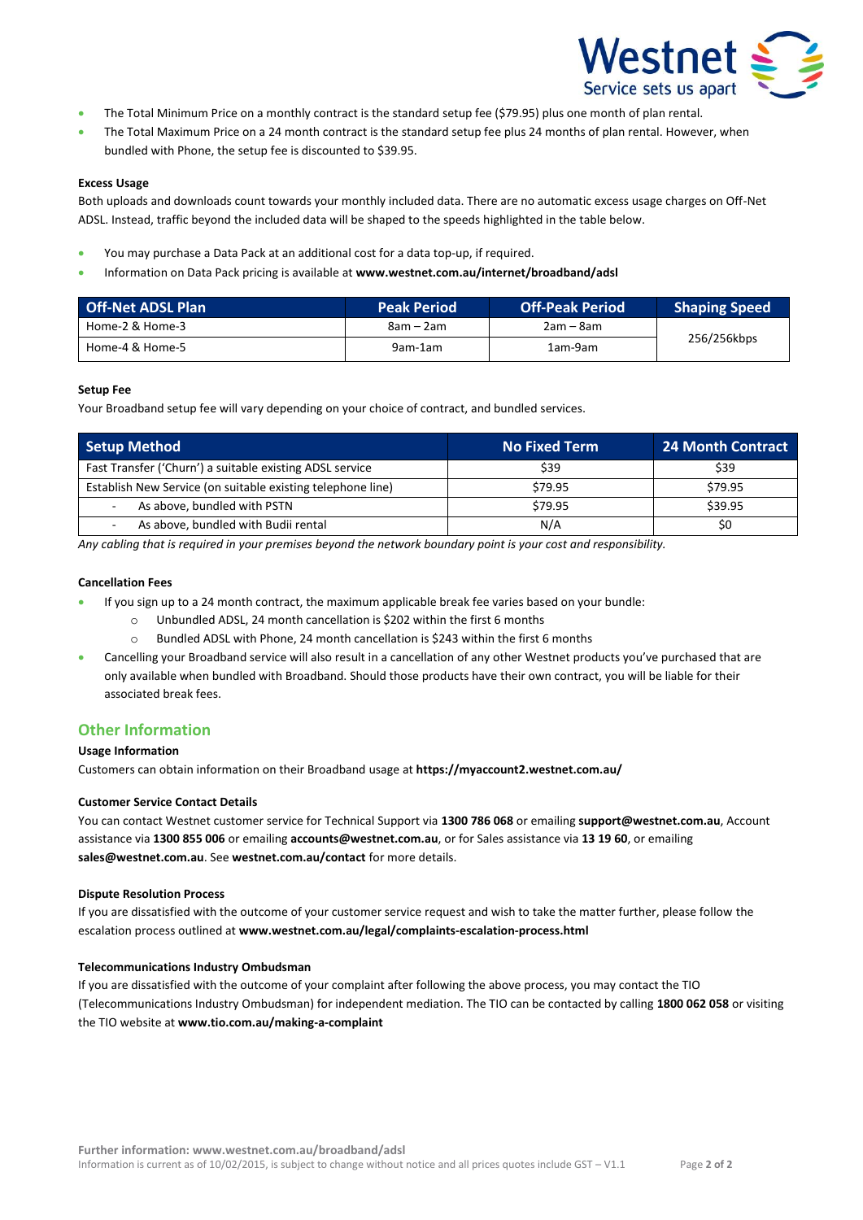- The Total Minimum Price on a monthly contract is the standard setup fee ($79.95) plus one month of plan rental.
- The Total Maximum Price on a 24 month contract is the standard setup fee plus 24 months of plan rental. However, when bundled with Phone, the setup fee is discounted to $39.95.

**Excess Usage**

Both uploads and downloads count towards your monthly included data. There are no automatic excess usage charges on Off-Net ADSL. Instead, traffic beyond the included data will be shaped to the speeds highlighted in the table below.

- You may purchase a Data Pack at an additional cost for a data top-up, if required.
- Information on Data Pack pricing is available at **www.westnet.com.au/internet/broadband/adsl**

| Off-Net ADSL Plan | Peak Period | Off-Peak Period | Shaping Speed |
|---|---|---|---|
| Home-2 & Home-3 | 8am – 2am | 2am – 8am | 256/256kbps |
| Home-4 & Home-5 | 9am-1am | 1am-9am | |

**Setup Fee**

Your Broadband setup fee will vary depending on your choice of contract, and bundled services.

| Setup Method | No Fixed Term | 24 Month Contract |
|---|---|---|
| Fast Transfer ('Churn') a suitable existing ADSL service | $39 | $39 |
| Establish New Service (on suitable existing telephone line) | $79.95 | $79.95 |
| - As above, bundled with PSTN | $79.95 | $39.95 |
| - As above, bundled with Budii rental | N/A | $0 |

*Any cabling that is required in your premises beyond the network boundary point is your cost and responsibility.*

**Cancellation Fees**

- If you sign up to a 24 month contract, the maximum applicable break fee varies based on your bundle:
  - Unbundled ADSL, 24 month cancellation is $202 within the first 6 months
  - Bundled ADSL with Phone, 24 month cancellation is $243 within the first 6 months
- Cancelling your Broadband service will also result in a cancellation of any other Westnet products you've purchased that are only available when bundled with Broadband. Should those products have their own contract, you will be liable for their associated break fees.

## Other Information

**Usage Information**

Customers can obtain information on their Broadband usage at **https://myaccount2.westnet.com.au/**

**Customer Service Contact Details**

You can contact Westnet customer service for Technical Support via **1300 786 068** or emailing **support@westnet.com.au**, Account assistance via **1300 855 006** or emailing **accounts@westnet.com.au**, or for Sales assistance via **13 19 60**, or emailing **sales@westnet.com.au**. See **westnet.com.au/contact** for more details.

**Dispute Resolution Process**

If you are dissatisfied with the outcome of your customer service request and wish to take the matter further, please follow the escalation process outlined at **www.westnet.com.au/legal/complaints-escalation-process.html**

**Telecommunications Industry Ombudsman**

If you are dissatisfied with the outcome of your complaint after following the above process, you may contact the TIO (Telecommunications Industry Ombudsman) for independent mediation. The TIO can be contacted by calling **1800 062 058** or visiting the TIO website at **www.tio.com.au/making-a-complaint**

**Further information: www.westnet.com.au/broadband/adsl**
Information is current as of 10/02/2015, is subject to change without notice and all prices quotes include GST – V1.1